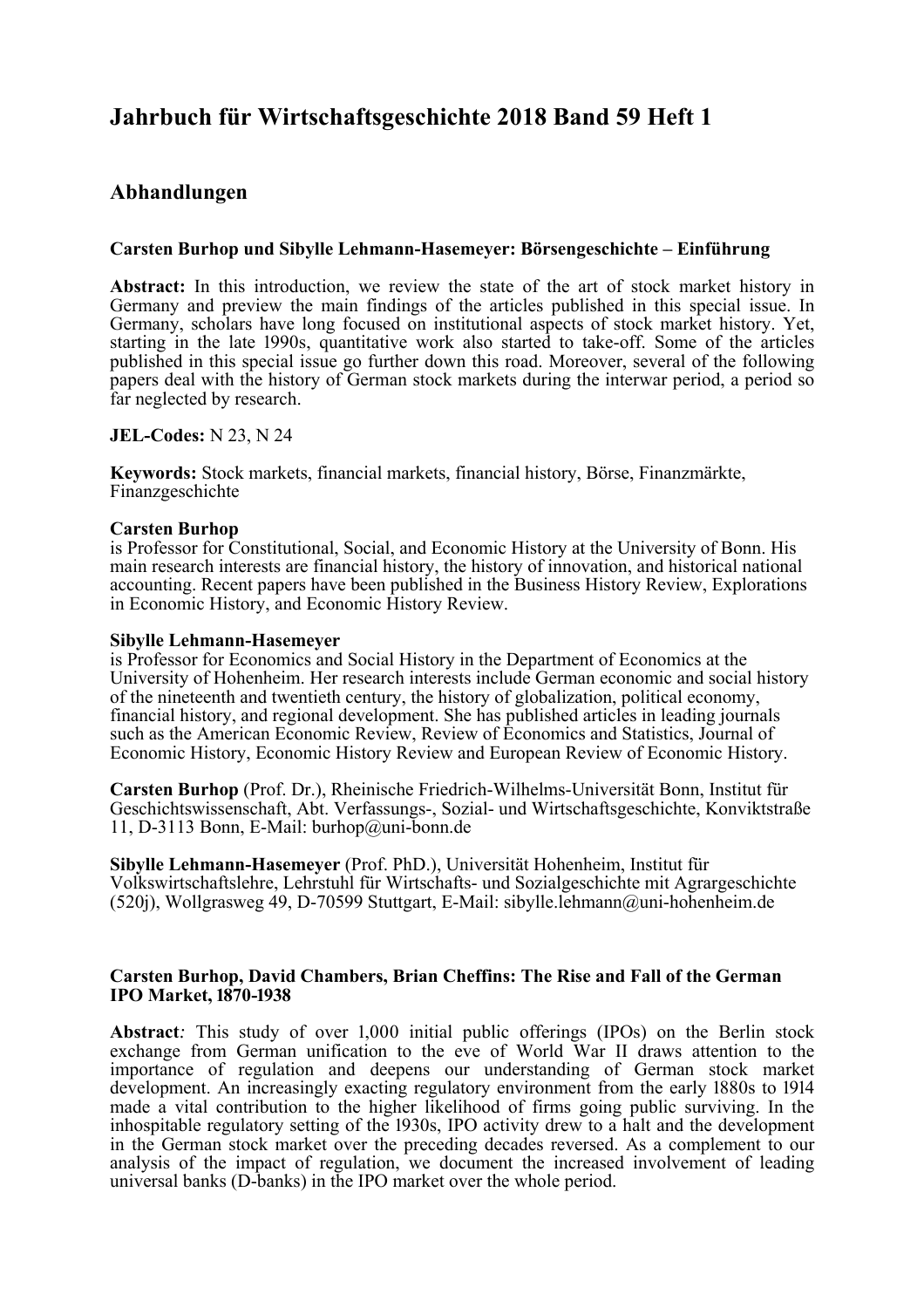# Jahrbuch für Wirtschaftsgeschichte 2018 Band 59 Heft 1

## Abhandlungen

### Carsten Burhop und Sibylle Lehmann-Hasemeyer: Börsengeschichte – Einführung

**Abstract:** In this introduction, we review the state of the art of stock market history in Germany and preview the main findings of the articles published in this special issue. In Germany, scholars have long focused on institutional aspects of stock market history. Yet, starting in the late 1990s, quantitative work also started to take-off. Some of the articles published in this special issue go further down this road. Moreover, several of the following papers deal with the history of German stock markets during the interwar period, a period so far neglected by research.

**JEL-Codes:** N 23, N 24

**Keywords:** Stock markets, financial markets, financial history, Börse, Finanzmärkte, Finanzgeschichte

**Carsten Burhop**
is Professor for Constitutional, Social, and Economic History at the University of Bonn. His main research interests are financial history, the history of innovation, and historical national accounting. Recent papers have been published in the Business History Review, Explorations in Economic History, and Economic History Review.

**Sibylle Lehmann-Hasemeyer**
is Professor for Economics and Social History in the Department of Economics at the University of Hohenheim. Her research interests include German economic and social history of the nineteenth and twentieth century, the history of globalization, political economy, financial history, and regional development. She has published articles in leading journals such as the American Economic Review, Review of Economics and Statistics, Journal of Economic History, Economic History Review and European Review of Economic History.

**Carsten Burhop** (Prof. Dr.), Rheinische Friedrich-Wilhelms-Universität Bonn, Institut für Geschichtswissenschaft, Abt. Verfassungs-, Sozial- und Wirtschaftsgeschichte, Konviktstraße 11, D-3113 Bonn, E-Mail: burhop@uni-bonn.de

**Sibylle Lehmann-Hasemeyer** (Prof. PhD.), Universität Hohenheim, Institut für Volkswirtschaftslehre, Lehrstuhl für Wirtschafts- und Sozialgeschichte mit Agrargeschichte (520j), Wollgrasweg 49, D-70599 Stuttgart, E-Mail: sibylle.lehmann@uni-hohenheim.de

### Carsten Burhop, David Chambers, Brian Cheffins: The Rise and Fall of the German IPO Market, 1870-1938

**Abstract***:* This study of over 1,000 initial public offerings (IPOs) on the Berlin stock exchange from German unification to the eve of World War II draws attention to the importance of regulation and deepens our understanding of German stock market development. An increasingly exacting regulatory environment from the early 1880s to 1914 made a vital contribution to the higher likelihood of firms going public surviving. In the inhospitable regulatory setting of the 1930s, IPO activity drew to a halt and the development in the German stock market over the preceding decades reversed. As a complement to our analysis of the impact of regulation, we document the increased involvement of leading universal banks (D-banks) in the IPO market over the whole period.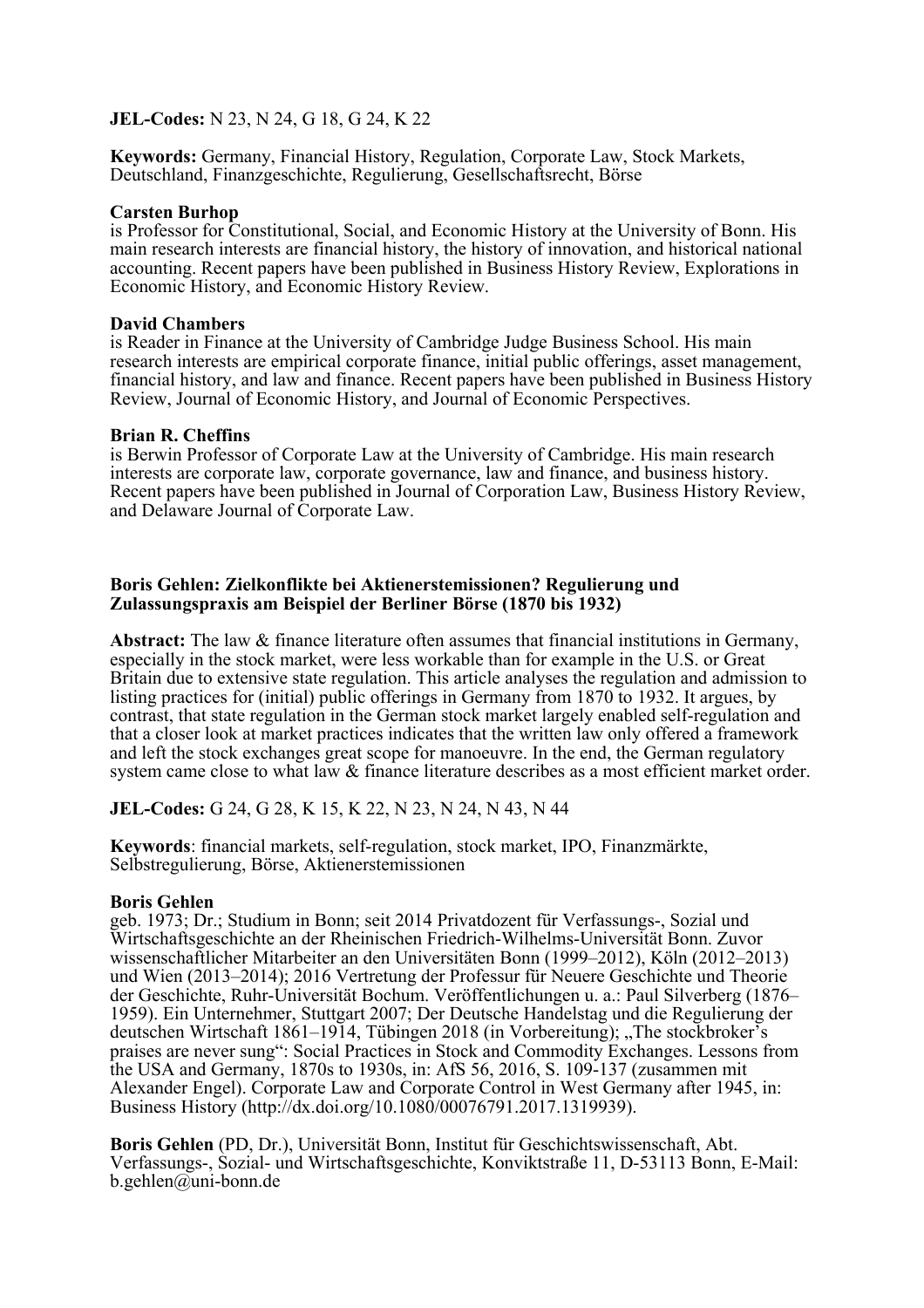**JEL-Codes:** N 23, N 24, G 18, G 24, K 22

**Keywords:** Germany, Financial History, Regulation, Corporate Law, Stock Markets, Deutschland, Finanzgeschichte, Regulierung, Gesellschaftsrecht, Börse

**Carsten Burhop**
is Professor for Constitutional, Social, and Economic History at the University of Bonn. His main research interests are financial history, the history of innovation, and historical national accounting. Recent papers have been published in Business History Review, Explorations in Economic History, and Economic History Review.

**David Chambers**
is Reader in Finance at the University of Cambridge Judge Business School. His main research interests are empirical corporate finance, initial public offerings, asset management, financial history, and law and finance. Recent papers have been published in Business History Review, Journal of Economic History, and Journal of Economic Perspectives.

**Brian R. Cheffins**
is Berwin Professor of Corporate Law at the University of Cambridge. His main research interests are corporate law, corporate governance, law and finance, and business history. Recent papers have been published in Journal of Corporation Law, Business History Review, and Delaware Journal of Corporate Law.

**Boris Gehlen: Zielkonflikte bei Aktienerstemissionen? Regulierung und Zulassungspraxis am Beispiel der Berliner Börse (1870 bis 1932)**

**Abstract:** The law & finance literature often assumes that financial institutions in Germany, especially in the stock market, were less workable than for example in the U.S. or Great Britain due to extensive state regulation. This article analyses the regulation and admission to listing practices for (initial) public offerings in Germany from 1870 to 1932. It argues, by contrast, that state regulation in the German stock market largely enabled self-regulation and that a closer look at market practices indicates that the written law only offered a framework and left the stock exchanges great scope for manoeuvre. In the end, the German regulatory system came close to what law & finance literature describes as a most efficient market order.

**JEL-Codes:** G 24, G 28, K 15, K 22, N 23, N 24, N 43, N 44

**Keywords**: financial markets, self-regulation, stock market, IPO, Finanzmärkte, Selbstregulierung, Börse, Aktienerstemissionen

**Boris Gehlen**
geb. 1973; Dr.; Studium in Bonn; seit 2014 Privatdozent für Verfassungs-, Sozial und Wirtschaftsgeschichte an der Rheinischen Friedrich-Wilhelms-Universität Bonn. Zuvor wissenschaftlicher Mitarbeiter an den Universitäten Bonn (1999–2012), Köln (2012–2013) und Wien (2013–2014); 2016 Vertretung der Professur für Neuere Geschichte und Theorie der Geschichte, Ruhr-Universität Bochum. Veröffentlichungen u. a.: Paul Silverberg (1876–1959). Ein Unternehmer, Stuttgart 2007; Der Deutsche Handelstag und die Regulierung der deutschen Wirtschaft 1861–1914, Tübingen 2018 (in Vorbereitung); „The stockbroker's praises are never sung": Social Practices in Stock and Commodity Exchanges. Lessons from the USA and Germany, 1870s to 1930s, in: AfS 56, 2016, S. 109-137 (zusammen mit Alexander Engel). Corporate Law and Corporate Control in West Germany after 1945, in: Business History (http://dx.doi.org/10.1080/00076791.2017.1319939).

**Boris Gehlen** (PD, Dr.), Universität Bonn, Institut für Geschichtswissenschaft, Abt. Verfassungs-, Sozial- und Wirtschaftsgeschichte, Konviktstraße 11, D-53113 Bonn, E-Mail: b.gehlen@uni-bonn.de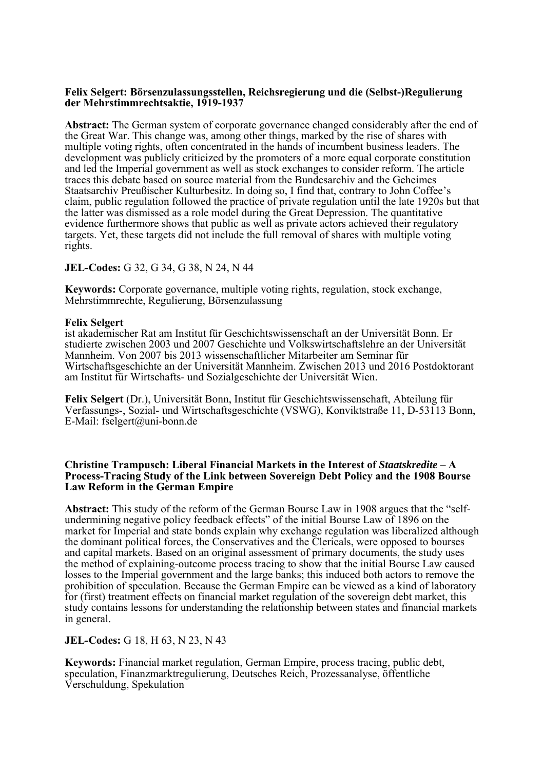**Felix Selgert: Börsenzulassungsstellen, Reichsregierung und die (Selbst-)Regulierung der Mehrstimmrechtsaktie, 1919-1937**

**Abstract:** The German system of corporate governance changed considerably after the end of the Great War. This change was, among other things, marked by the rise of shares with multiple voting rights, often concentrated in the hands of incumbent business leaders. The development was publicly criticized by the promoters of a more equal corporate constitution and led the Imperial government as well as stock exchanges to consider reform. The article traces this debate based on source material from the Bundesarchiv and the Geheimes Staatsarchiv Preußischer Kulturbesitz. In doing so, I find that, contrary to John Coffee's claim, public regulation followed the practice of private regulation until the late 1920s but that the latter was dismissed as a role model during the Great Depression. The quantitative evidence furthermore shows that public as well as private actors achieved their regulatory targets. Yet, these targets did not include the full removal of shares with multiple voting rights.

**JEL-Codes:** G 32, G 34, G 38, N 24, N 44

**Keywords:** Corporate governance, multiple voting rights, regulation, stock exchange, Mehrstimmrechte, Regulierung, Börsenzulassung

**Felix Selgert**
ist akademischer Rat am Institut für Geschichtswissenschaft an der Universität Bonn. Er studierte zwischen 2003 und 2007 Geschichte und Volkswirtschaftslehre an der Universität Mannheim. Von 2007 bis 2013 wissenschaftlicher Mitarbeiter am Seminar für Wirtschaftsgeschichte an der Universität Mannheim. Zwischen 2013 und 2016 Postdoktorant am Institut für Wirtschafts- und Sozialgeschichte der Universität Wien.

**Felix Selgert** (Dr.), Universität Bonn, Institut für Geschichtswissenschaft, Abteilung für Verfassungs-, Sozial- und Wirtschaftsgeschichte (VSWG), Konviktstraße 11, D-53113 Bonn, E-Mail: fselgert@uni-bonn.de

**Christine Trampusch: Liberal Financial Markets in the Interest of *Staatskredite* – A Process-Tracing Study of the Link between Sovereign Debt Policy and the 1908 Bourse Law Reform in the German Empire**

**Abstract:** This study of the reform of the German Bourse Law in 1908 argues that the "self-undermining negative policy feedback effects" of the initial Bourse Law of 1896 on the market for Imperial and state bonds explain why exchange regulation was liberalized although the dominant political forces, the Conservatives and the Clericals, were opposed to bourses and capital markets. Based on an original assessment of primary documents, the study uses the method of explaining-outcome process tracing to show that the initial Bourse Law caused losses to the Imperial government and the large banks; this induced both actors to remove the prohibition of speculation. Because the German Empire can be viewed as a kind of laboratory for (first) treatment effects on financial market regulation of the sovereign debt market, this study contains lessons for understanding the relationship between states and financial markets in general.

**JEL-Codes:** G 18, H 63, N 23, N 43

**Keywords:** Financial market regulation, German Empire, process tracing, public debt, speculation, Finanzmarktregulierung, Deutsches Reich, Prozessanalyse, öffentliche Verschuldung, Spekulation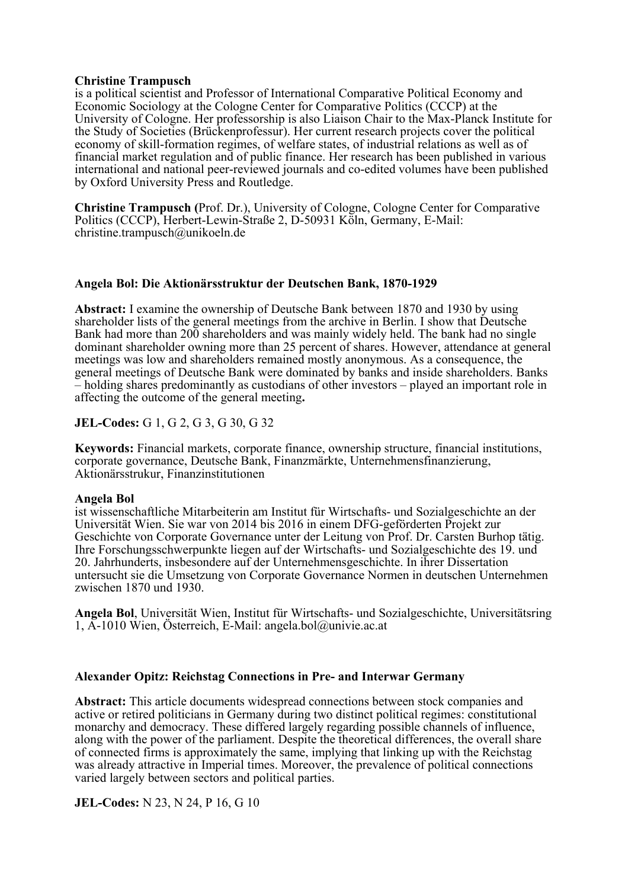**Christine Trampusch**
is a political scientist and Professor of International Comparative Political Economy and Economic Sociology at the Cologne Center for Comparative Politics (CCCP) at the University of Cologne. Her professorship is also Liaison Chair to the Max-Planck Institute for the Study of Societies (Brückenprofessur). Her current research projects cover the political economy of skill-formation regimes, of welfare states, of industrial relations as well as of financial market regulation and of public finance. Her research has been published in various international and national peer-reviewed journals and co-edited volumes have been published by Oxford University Press and Routledge.

**Christine Trampusch (**Prof. Dr.), University of Cologne, Cologne Center for Comparative Politics (CCCP), Herbert-Lewin-Straße 2, D-50931 Köln, Germany, E-Mail: christine.trampusch@unikoeln.de

**Angela Bol: Die Aktionärsstruktur der Deutschen Bank, 1870-1929**

**Abstract:** I examine the ownership of Deutsche Bank between 1870 and 1930 by using shareholder lists of the general meetings from the archive in Berlin. I show that Deutsche Bank had more than 200 shareholders and was mainly widely held. The bank had no single dominant shareholder owning more than 25 percent of shares. However, attendance at general meetings was low and shareholders remained mostly anonymous. As a consequence, the general meetings of Deutsche Bank were dominated by banks and inside shareholders. Banks – holding shares predominantly as custodians of other investors – played an important role in affecting the outcome of the general meeting**.**

**JEL-Codes:** G 1, G 2, G 3, G 30, G 32

**Keywords:** Financial markets, corporate finance, ownership structure, financial institutions, corporate governance, Deutsche Bank, Finanzmärkte, Unternehmensfinanzierung, Aktionärsstrukur, Finanzinstitutionen

**Angela Bol**
ist wissenschaftliche Mitarbeiterin am Institut für Wirtschafts- und Sozialgeschichte an der Universität Wien. Sie war von 2014 bis 2016 in einem DFG-geförderten Projekt zur Geschichte von Corporate Governance unter der Leitung von Prof. Dr. Carsten Burhop tätig. Ihre Forschungsschwerpunkte liegen auf der Wirtschafts- und Sozialgeschichte des 19. und 20. Jahrhunderts, insbesondere auf der Unternehmensgeschichte. In ihrer Dissertation untersucht sie die Umsetzung von Corporate Governance Normen in deutschen Unternehmen zwischen 1870 und 1930.

**Angela Bol**, Universität Wien, Institut für Wirtschafts- und Sozialgeschichte, Universitätsring 1, A-1010 Wien, Österreich, E-Mail: angela.bol@univie.ac.at

**Alexander Opitz: Reichstag Connections in Pre- and Interwar Germany**

**Abstract:** This article documents widespread connections between stock companies and active or retired politicians in Germany during two distinct political regimes: constitutional monarchy and democracy. These differed largely regarding possible channels of influence, along with the power of the parliament. Despite the theoretical differences, the overall share of connected firms is approximately the same, implying that linking up with the Reichstag was already attractive in Imperial times. Moreover, the prevalence of political connections varied largely between sectors and political parties.

**JEL-Codes:** N 23, N 24, P 16, G 10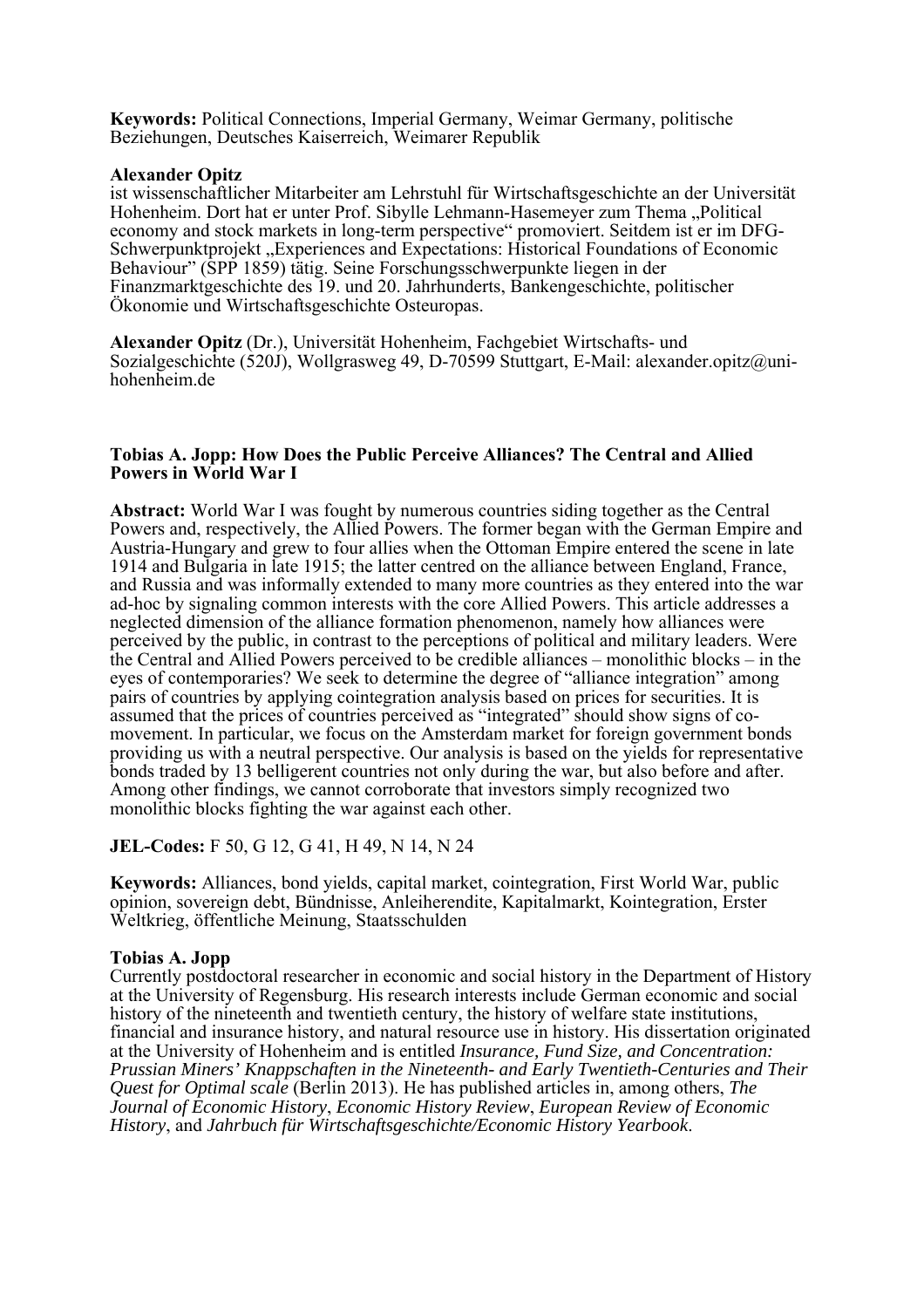**Keywords:** Political Connections, Imperial Germany, Weimar Germany, politische Beziehungen, Deutsches Kaiserreich, Weimarer Republik

**Alexander Opitz**
ist wissenschaftlicher Mitarbeiter am Lehrstuhl für Wirtschaftsgeschichte an der Universität Hohenheim. Dort hat er unter Prof. Sibylle Lehmann-Hasemeyer zum Thema „Political economy and stock markets in long-term perspective" promoviert. Seitdem ist er im DFG-Schwerpunktprojekt „Experiences and Expectations: Historical Foundations of Economic Behaviour" (SPP 1859) tätig. Seine Forschungsschwerpunkte liegen in der Finanzmarktgeschichte des 19. und 20. Jahrhunderts, Bankengeschichte, politischer Ökonomie und Wirtschaftsgeschichte Osteuropas.

**Alexander Opitz** (Dr.), Universität Hohenheim, Fachgebiet Wirtschafts- und Sozialgeschichte (520J), Wollgrasweg 49, D-70599 Stuttgart, E-Mail: alexander.opitz@uni-hohenheim.de

**Tobias A. Jopp: How Does the Public Perceive Alliances? The Central and Allied Powers in World War I**

**Abstract:** World War I was fought by numerous countries siding together as the Central Powers and, respectively, the Allied Powers. The former began with the German Empire and Austria-Hungary and grew to four allies when the Ottoman Empire entered the scene in late 1914 and Bulgaria in late 1915; the latter centred on the alliance between England, France, and Russia and was informally extended to many more countries as they entered into the war ad-hoc by signaling common interests with the core Allied Powers. This article addresses a neglected dimension of the alliance formation phenomenon, namely how alliances were perceived by the public, in contrast to the perceptions of political and military leaders. Were the Central and Allied Powers perceived to be credible alliances – monolithic blocks – in the eyes of contemporaries? We seek to determine the degree of "alliance integration" among pairs of countries by applying cointegration analysis based on prices for securities. It is assumed that the prices of countries perceived as "integrated" should show signs of co-movement. In particular, we focus on the Amsterdam market for foreign government bonds providing us with a neutral perspective. Our analysis is based on the yields for representative bonds traded by 13 belligerent countries not only during the war, but also before and after. Among other findings, we cannot corroborate that investors simply recognized two monolithic blocks fighting the war against each other.

**JEL-Codes:** F 50, G 12, G 41, H 49, N 14, N 24

**Keywords:** Alliances, bond yields, capital market, cointegration, First World War, public opinion, sovereign debt, Bündnisse, Anleiherendite, Kapitalmarkt, Kointegration, Erster Weltkrieg, öffentliche Meinung, Staatsschulden

**Tobias A. Jopp**
Currently postdoctoral researcher in economic and social history in the Department of History at the University of Regensburg. His research interests include German economic and social history of the nineteenth and twentieth century, the history of welfare state institutions, financial and insurance history, and natural resource use in history. His dissertation originated at the University of Hohenheim and is entitled *Insurance, Fund Size, and Concentration: Prussian Miners' Knappschaften in the Nineteenth- and Early Twentieth-Centuries and Their Quest for Optimal scale* (Berlin 2013). He has published articles in, among others, *The Journal of Economic History*, *Economic History Review*, *European Review of Economic History*, and *Jahrbuch für Wirtschaftsgeschichte/Economic History Yearbook*.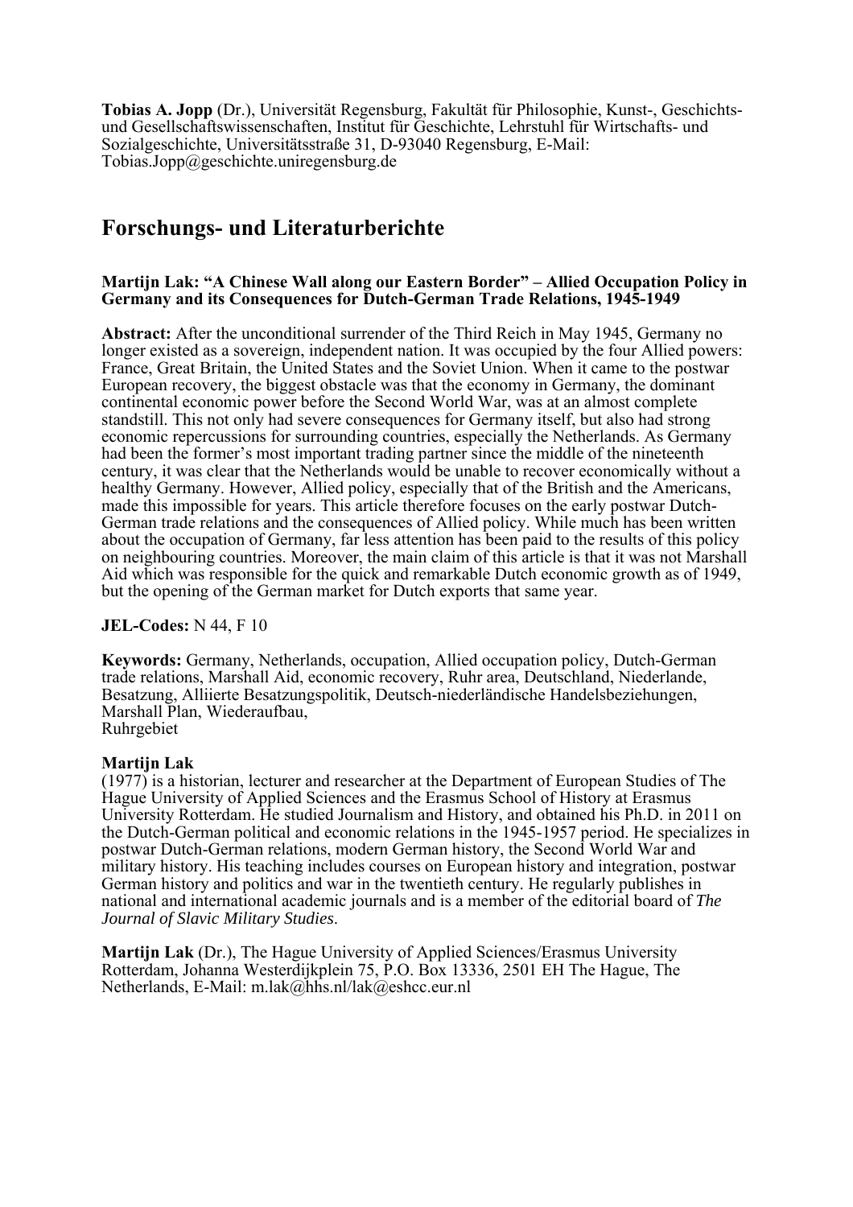**Tobias A. Jopp** (Dr.), Universität Regensburg, Fakultät für Philosophie, Kunst-, Geschichts- und Gesellschaftswissenschaften, Institut für Geschichte, Lehrstuhl für Wirtschafts- und Sozialgeschichte, Universitätsstraße 31, D-93040 Regensburg, E-Mail: Tobias.Jopp@geschichte.uniregensburg.de

## Forschungs- und Literaturberichte

### Martijn Lak: "A Chinese Wall along our Eastern Border" – Allied Occupation Policy in Germany and its Consequences for Dutch-German Trade Relations, 1945-1949

**Abstract:** After the unconditional surrender of the Third Reich in May 1945, Germany no longer existed as a sovereign, independent nation. It was occupied by the four Allied powers: France, Great Britain, the United States and the Soviet Union. When it came to the postwar European recovery, the biggest obstacle was that the economy in Germany, the dominant continental economic power before the Second World War, was at an almost complete standstill. This not only had severe consequences for Germany itself, but also had strong economic repercussions for surrounding countries, especially the Netherlands. As Germany had been the former's most important trading partner since the middle of the nineteenth century, it was clear that the Netherlands would be unable to recover economically without a healthy Germany. However, Allied policy, especially that of the British and the Americans, made this impossible for years. This article therefore focuses on the early postwar Dutch-German trade relations and the consequences of Allied policy. While much has been written about the occupation of Germany, far less attention has been paid to the results of this policy on neighbouring countries. Moreover, the main claim of this article is that it was not Marshall Aid which was responsible for the quick and remarkable Dutch economic growth as of 1949, but the opening of the German market for Dutch exports that same year.

**JEL-Codes:** N 44, F 10

**Keywords:** Germany, Netherlands, occupation, Allied occupation policy, Dutch-German trade relations, Marshall Aid, economic recovery, Ruhr area, Deutschland, Niederlande, Besatzung, Alliierte Besatzungspolitik, Deutsch-niederländische Handelsbeziehungen, Marshall Plan, Wiederaufbau, Ruhrgebiet

**Martijn Lak**
(1977) is a historian, lecturer and researcher at the Department of European Studies of The Hague University of Applied Sciences and the Erasmus School of History at Erasmus University Rotterdam. He studied Journalism and History, and obtained his Ph.D. in 2011 on the Dutch-German political and economic relations in the 1945-1957 period. He specializes in postwar Dutch-German relations, modern German history, the Second World War and military history. His teaching includes courses on European history and integration, postwar German history and politics and war in the twentieth century. He regularly publishes in national and international academic journals and is a member of the editorial board of *The Journal of Slavic Military Studies*.

**Martijn Lak** (Dr.), The Hague University of Applied Sciences/Erasmus University Rotterdam, Johanna Westerdijkplein 75, P.O. Box 13336, 2501 EH The Hague, The Netherlands, E-Mail: m.lak@hhs.nl/lak@eshcc.eur.nl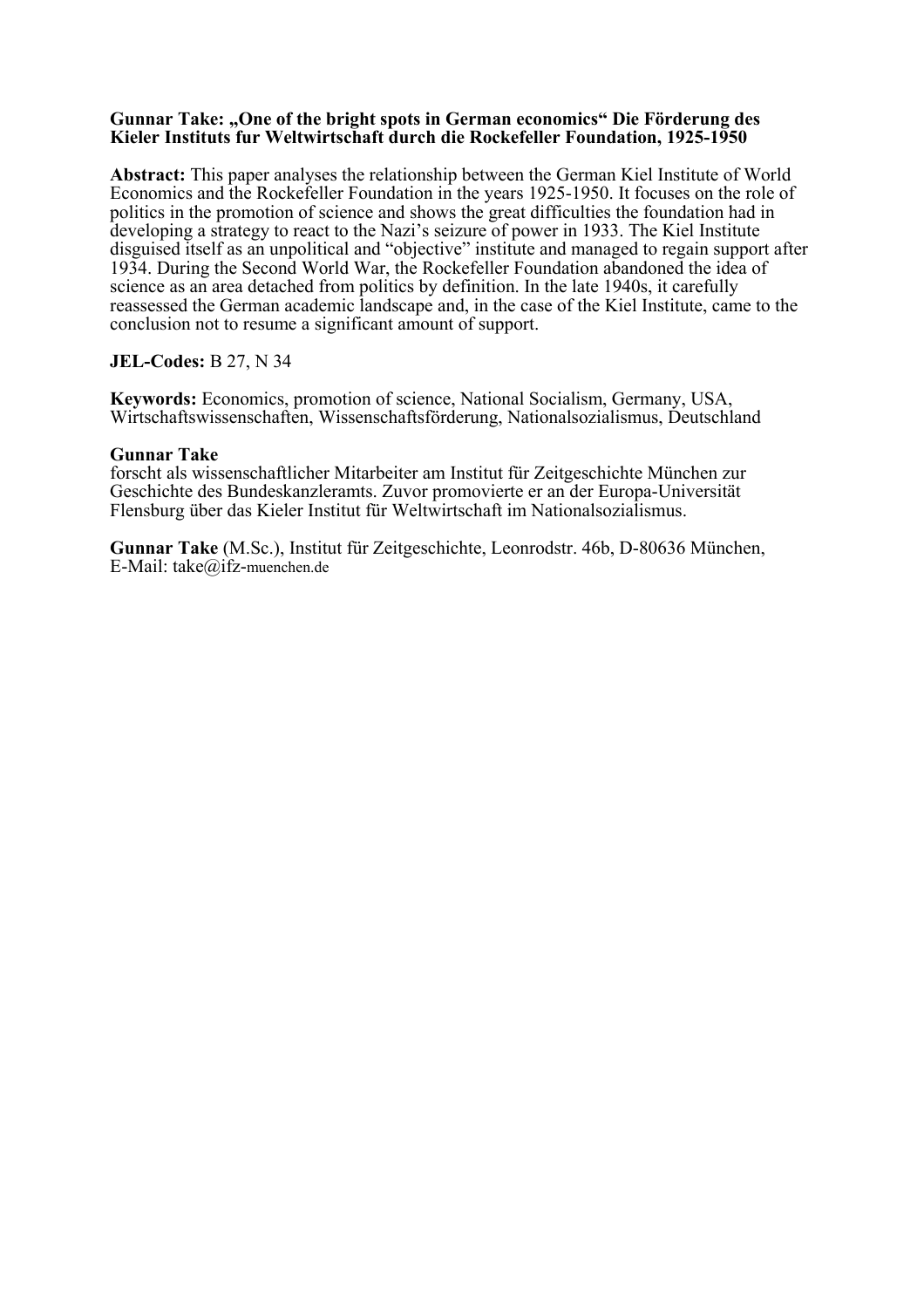**Gunnar Take: „One of the bright spots in German economics“ Die Förderung des Kieler Instituts fur Weltwirtschaft durch die Rockefeller Foundation, 1925-1950**

**Abstract:** This paper analyses the relationship between the German Kiel Institute of World Economics and the Rockefeller Foundation in the years 1925-1950. It focuses on the role of politics in the promotion of science and shows the great difficulties the foundation had in developing a strategy to react to the Nazi's seizure of power in 1933. The Kiel Institute disguised itself as an unpolitical and "objective" institute and managed to regain support after 1934. During the Second World War, the Rockefeller Foundation abandoned the idea of science as an area detached from politics by definition. In the late 1940s, it carefully reassessed the German academic landscape and, in the case of the Kiel Institute, came to the conclusion not to resume a significant amount of support.

**JEL-Codes:** B 27, N 34

**Keywords:** Economics, promotion of science, National Socialism, Germany, USA, Wirtschaftswissenschaften, Wissenschaftsförderung, Nationalsozialismus, Deutschland

**Gunnar Take**
forscht als wissenschaftlicher Mitarbeiter am Institut für Zeitgeschichte München zur Geschichte des Bundeskanzleramts. Zuvor promovierte er an der Europa-Universität Flensburg über das Kieler Institut für Weltwirtschaft im Nationalsozialismus.

**Gunnar Take** (M.Sc.), Institut für Zeitgeschichte, Leonrodstr. 46b, D-80636 München, E-Mail: take@ifz-muenchen.de